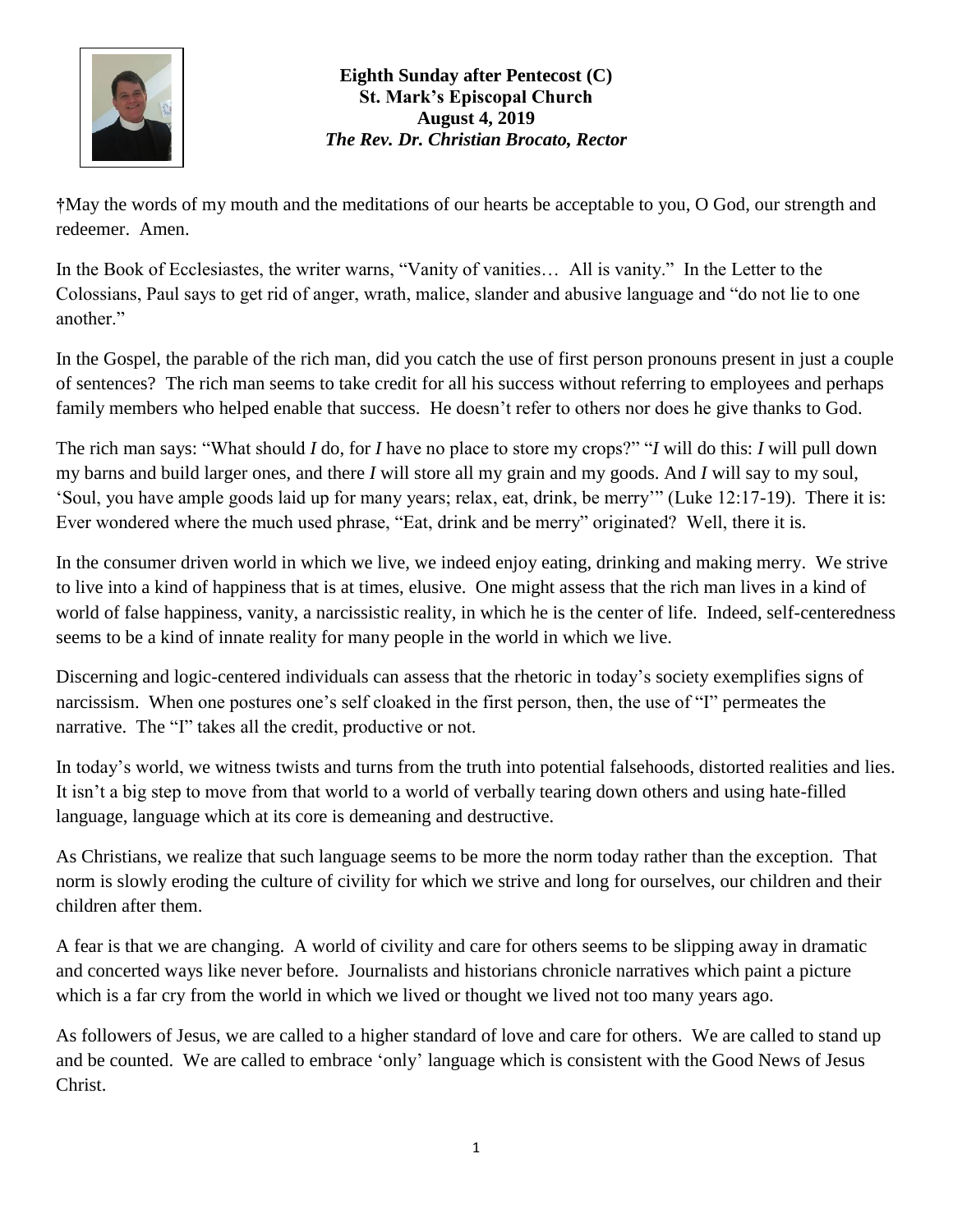**Eighth Sunday after Pentecost (C)**
**St. Mark's Episcopal Church**
**August 4, 2019**
***The Rev. Dr. Christian Brocato, Rector***

†May the words of my mouth and the meditations of our hearts be acceptable to you, O God, our strength and redeemer. Amen.

In the Book of Ecclesiastes, the writer warns, "Vanity of vanities… All is vanity." In the Letter to the Colossians, Paul says to get rid of anger, wrath, malice, slander and abusive language and "do not lie to one another."

In the Gospel, the parable of the rich man, did you catch the use of first person pronouns present in just a couple of sentences? The rich man seems to take credit for all his success without referring to employees and perhaps family members who helped enable that success. He doesn't refer to others nor does he give thanks to God.

The rich man says: "What should *I* do, for *I* have no place to store my crops?" "*I* will do this: *I* will pull down my barns and build larger ones, and there *I* will store all my grain and my goods. And *I* will say to my soul, 'Soul, you have ample goods laid up for many years; relax, eat, drink, be merry'" (Luke 12:17-19). There it is: Ever wondered where the much used phrase, "Eat, drink and be merry" originated? Well, there it is.

In the consumer driven world in which we live, we indeed enjoy eating, drinking and making merry. We strive to live into a kind of happiness that is at times, elusive. One might assess that the rich man lives in a kind of world of false happiness, vanity, a narcissistic reality, in which he is the center of life. Indeed, self-centeredness seems to be a kind of innate reality for many people in the world in which we live.

Discerning and logic-centered individuals can assess that the rhetoric in today's society exemplifies signs of narcissism. When one postures one's self cloaked in the first person, then, the use of "I" permeates the narrative. The "I" takes all the credit, productive or not.

In today's world, we witness twists and turns from the truth into potential falsehoods, distorted realities and lies. It isn't a big step to move from that world to a world of verbally tearing down others and using hate-filled language, language which at its core is demeaning and destructive.

As Christians, we realize that such language seems to be more the norm today rather than the exception. That norm is slowly eroding the culture of civility for which we strive and long for ourselves, our children and their children after them.

A fear is that we are changing. A world of civility and care for others seems to be slipping away in dramatic and concerted ways like never before. Journalists and historians chronicle narratives which paint a picture which is a far cry from the world in which we lived or thought we lived not too many years ago.

As followers of Jesus, we are called to a higher standard of love and care for others. We are called to stand up and be counted. We are called to embrace 'only' language which is consistent with the Good News of Jesus Christ.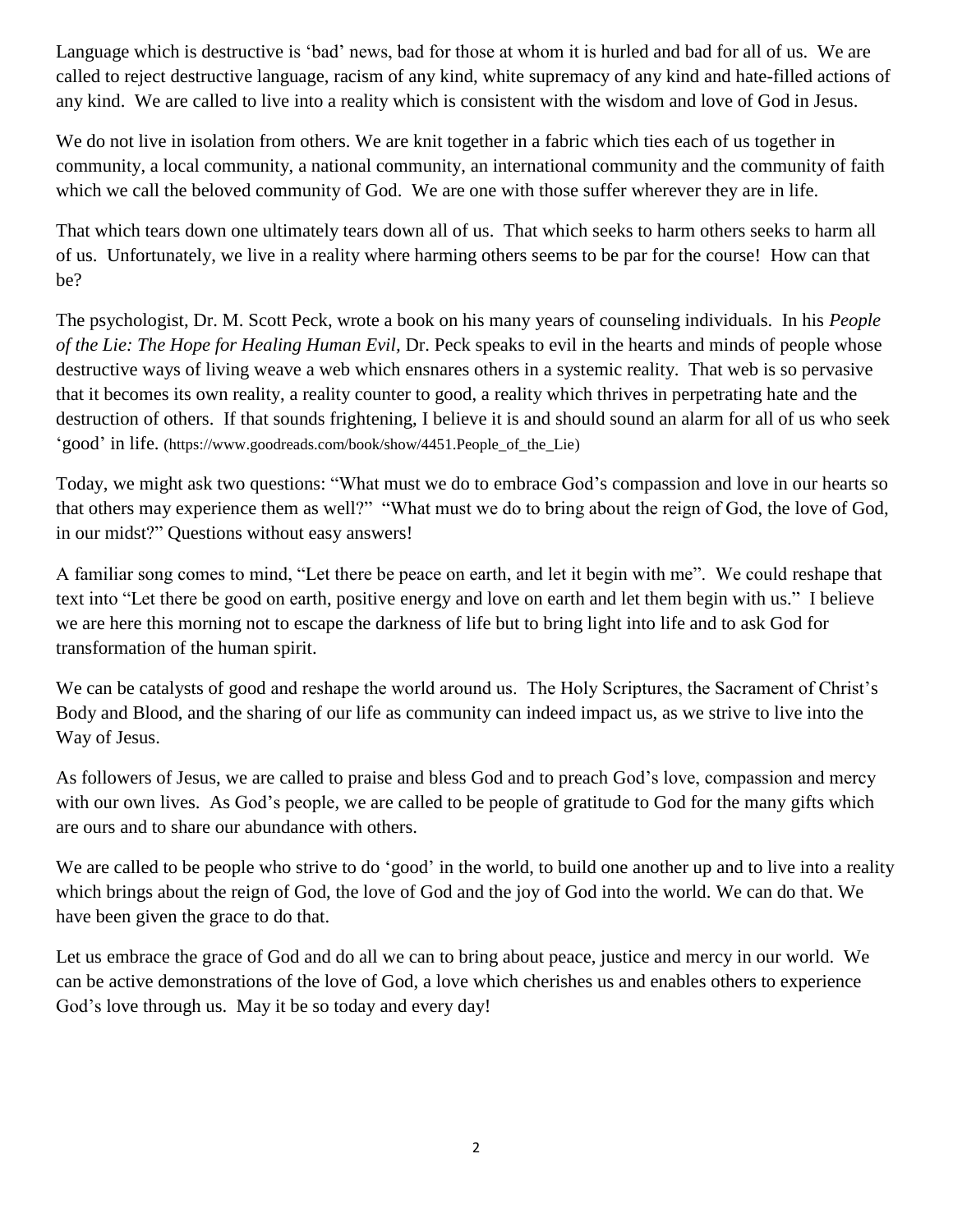Language which is destructive is 'bad' news, bad for those at whom it is hurled and bad for all of us. We are called to reject destructive language, racism of any kind, white supremacy of any kind and hate-filled actions of any kind. We are called to live into a reality which is consistent with the wisdom and love of God in Jesus.

We do not live in isolation from others. We are knit together in a fabric which ties each of us together in community, a local community, a national community, an international community and the community of faith which we call the beloved community of God. We are one with those suffer wherever they are in life.

That which tears down one ultimately tears down all of us. That which seeks to harm others seeks to harm all of us. Unfortunately, we live in a reality where harming others seems to be par for the course! How can that be?

The psychologist, Dr. M. Scott Peck, wrote a book on his many years of counseling individuals. In his *People of the Lie: The Hope for Healing Human Evil*, Dr. Peck speaks to evil in the hearts and minds of people whose destructive ways of living weave a web which ensnares others in a systemic reality. That web is so pervasive that it becomes its own reality, a reality counter to good, a reality which thrives in perpetrating hate and the destruction of others. If that sounds frightening, I believe it is and should sound an alarm for all of us who seek 'good' in life. (https://www.goodreads.com/book/show/4451.People_of_the_Lie)

Today, we might ask two questions: "What must we do to embrace God's compassion and love in our hearts so that others may experience them as well?" "What must we do to bring about the reign of God, the love of God, in our midst?" Questions without easy answers!

A familiar song comes to mind, "Let there be peace on earth, and let it begin with me". We could reshape that text into "Let there be good on earth, positive energy and love on earth and let them begin with us." I believe we are here this morning not to escape the darkness of life but to bring light into life and to ask God for transformation of the human spirit.

We can be catalysts of good and reshape the world around us. The Holy Scriptures, the Sacrament of Christ's Body and Blood, and the sharing of our life as community can indeed impact us, as we strive to live into the Way of Jesus.

As followers of Jesus, we are called to praise and bless God and to preach God's love, compassion and mercy with our own lives. As God's people, we are called to be people of gratitude to God for the many gifts which are ours and to share our abundance with others.

We are called to be people who strive to do 'good' in the world, to build one another up and to live into a reality which brings about the reign of God, the love of God and the joy of God into the world. We can do that. We have been given the grace to do that.

Let us embrace the grace of God and do all we can to bring about peace, justice and mercy in our world. We can be active demonstrations of the love of God, a love which cherishes us and enables others to experience God's love through us. May it be so today and every day!